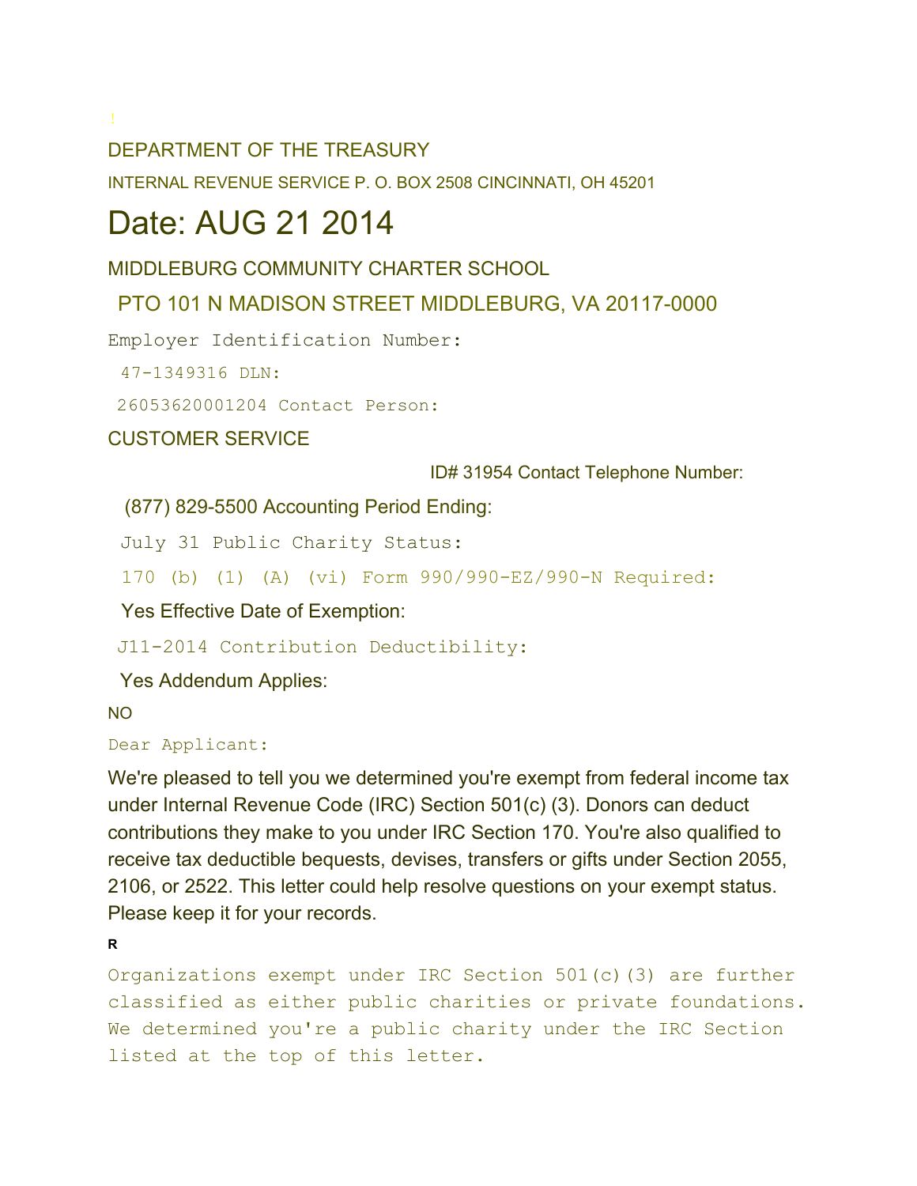!

DEPARTMENT OF THE TREASURY

INTERNAL REVENUE SERVICE P. O. BOX 2508 CINCINNATI, OH 45201

# Date: AUG 21 2014

MIDDLEBURG COMMUNITY CHARTER SCHOOL

PTO 101 N MADISON STREET MIDDLEBURG, VA 20117-0000

Employer Identification Number:

47-1349316 DLN:

26053620001204 Contact Person:

CUSTOMER SERVICE

ID# 31954 Contact Telephone Number:

(877) 829-5500 Accounting Period Ending:

July 31 Public Charity Status:

170 (b) (1) (A) (vi) Form 990/990-EZ/990-N Required:

Yes Effective Date of Exemption:

J11-2014 Contribution Deductibility:

Yes Addendum Applies:

NO

Dear Applicant:

We're pleased to tell you we determined you're exempt from federal income tax under Internal Revenue Code (IRC) Section 501(c) (3). Donors can deduct contributions they make to you under IRC Section 170. You're also qualified to receive tax deductible bequests, devises, transfers or gifts under Section 2055, 2106, or 2522. This letter could help resolve questions on your exempt status. Please keep it for your records.

R

Organizations exempt under IRC Section 501(c)(3) are further classified as either public charities or private foundations. We determined you're a public charity under the IRC Section listed at the top of this letter.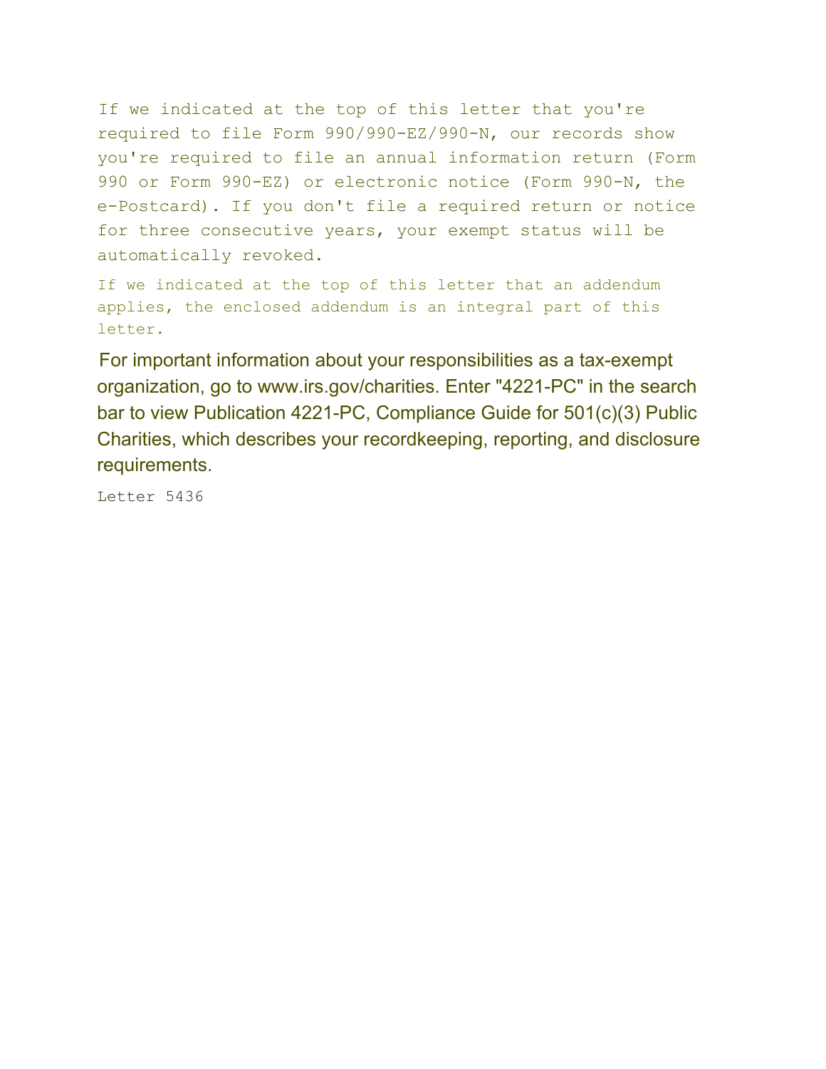If we indicated at the top of this letter that you're required to file Form 990/990-EZ/990-N, our records show you're required to file an annual information return (Form 990 or Form 990-EZ) or electronic notice (Form 990-N, the e-Postcard). If you don't file a required return or notice for three consecutive years, your exempt status will be automatically revoked.

If we indicated at the top of this letter that an addendum applies, the enclosed addendum is an integral part of this letter.

For important information about your responsibilities as a tax-exempt organization, go to www.irs.gov/charities. Enter "4221-PC" in the search bar to view Publication 4221-PC, Compliance Guide for 501(c)(3) Public Charities, which describes your recordkeeping, reporting, and disclosure requirements.

Letter 5436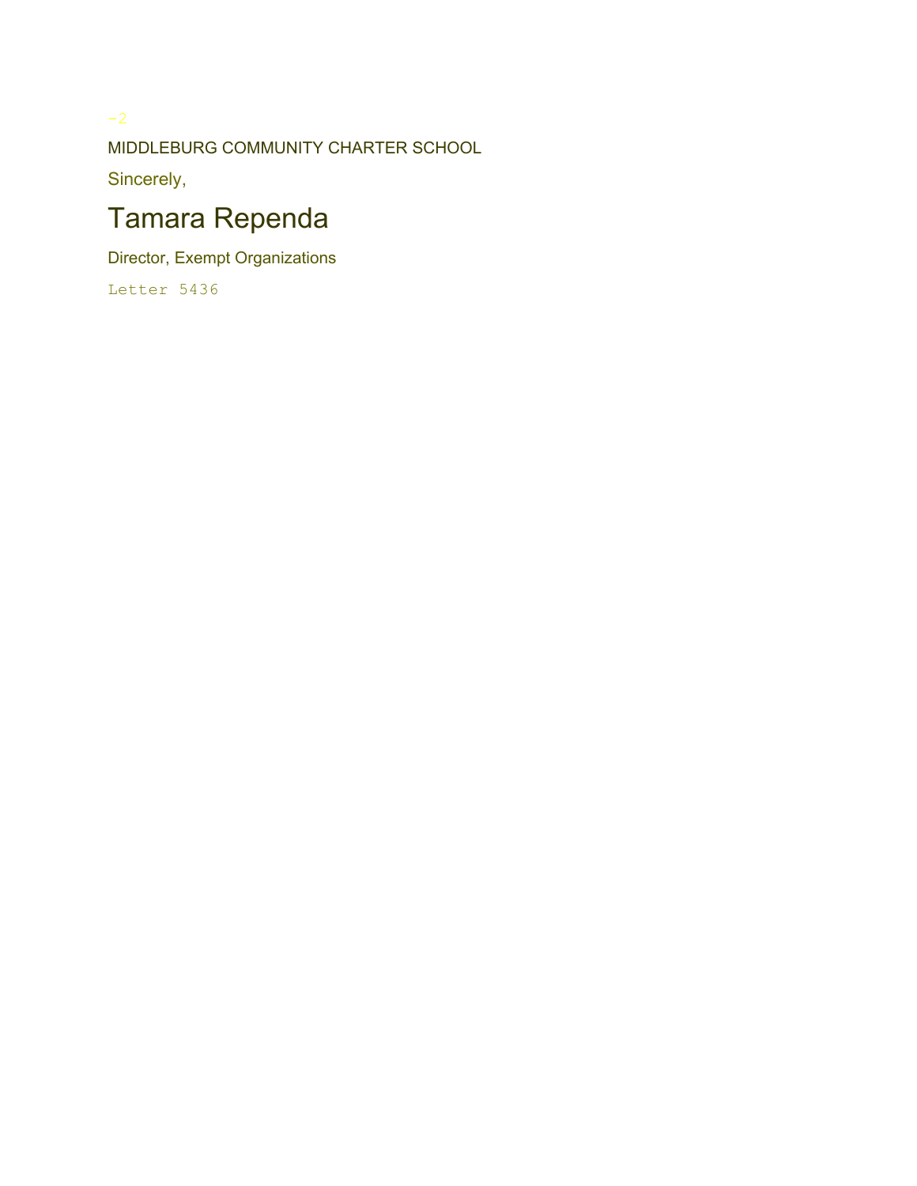Sincerely,

Tamara Rependa

Director, Exempt Organizations